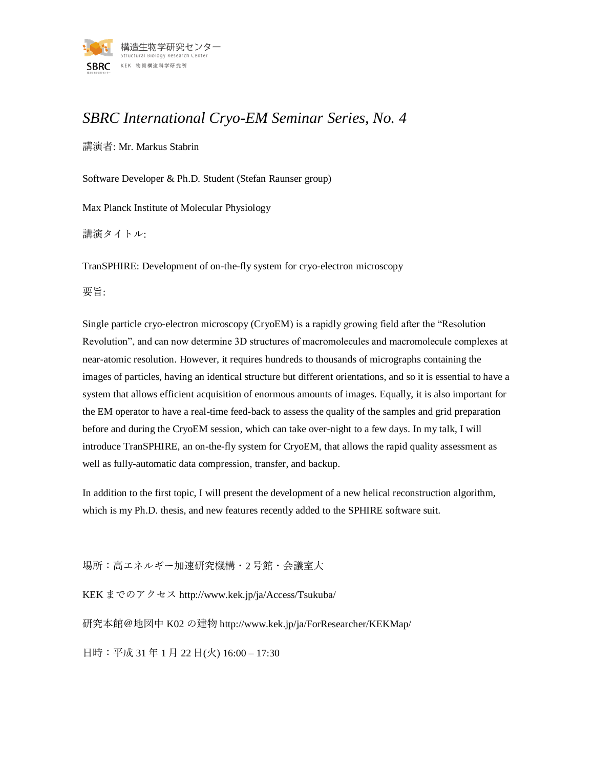# *SBRC International Cryo-EM Seminar Series, No. 4*

講演者: Mr. Markus Stabrin

Software Developer & Ph.D. Student (Stefan Raunser group)

Max Planck Institute of Molecular Physiology

講演タイトル:

TranSPHIRE: Development of on-the-fly system for cryo-electron microscopy

要旨:

Single particle cryo-electron microscopy (CryoEM) is a rapidly growing field after the "Resolution Revolution", and can now determine 3D structures of macromolecules and macromolecule complexes at near-atomic resolution. However, it requires hundreds to thousands of micrographs containing the images of particles, having an identical structure but different orientations, and so it is essential to have a system that allows efficient acquisition of enormous amounts of images. Equally, it is also important for the EM operator to have a real-time feed-back to assess the quality of the samples and grid preparation before and during the CryoEM session, which can take over-night to a few days. In my talk, I will introduce TranSPHIRE, an on-the-fly system for CryoEM, that allows the rapid quality assessment as well as fully-automatic data compression, transfer, and backup.

In addition to the first topic, I will present the development of a new helical reconstruction algorithm, which is my Ph.D. thesis, and new features recently added to the SPHIRE software suit.

場所：高エネルギー加速研究機構・2 号館・会議室大

KEK までのアクセス http://www.kek.jp/ja/Access/Tsukuba/

研究本館@地図中 K02 の建物 http://www.kek.jp/ja/ForResearcher/KEKMap/

日時：平成 31 年 1 月 22 日(火) 16:00 – 17:30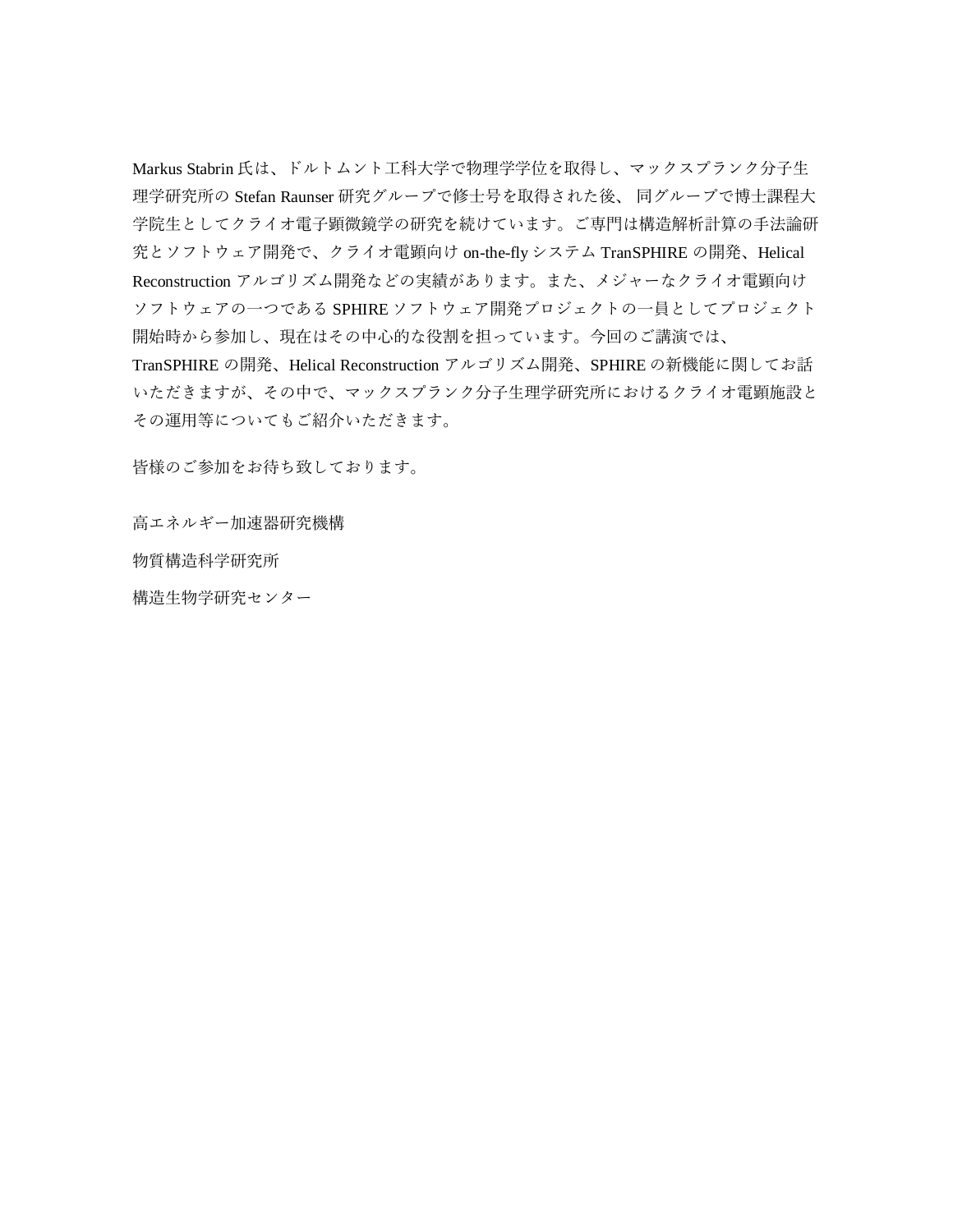Markus Stabrin 氏は、ドルトムント工科大学で物理学学位を取得し、マックスプランク分子生理学研究所の Stefan Raunser 研究グループで修士号を取得された後、 同グループで博士課程大学院生としてクライオ電子顕微鏡学の研究を続けています。ご専門は構造解析計算の手法論研究とソフトウェア開発で、クライオ電顕向け on-the-fly システム TranSPHIRE の開発、Helical Reconstruction アルゴリズム開発などの実績があります。また、メジャーなクライオ電顕向けソフトウェアの一つである SPHIRE ソフトウェア開発プロジェクトの一員としてプロジェクト開始時から参加し、現在はその中心的な役割を担っています。今回のご講演では、TranSPHIRE の開発、Helical Reconstruction アルゴリズム開発、SPHIRE の新機能に関してお話いただきますが、その中で、マックスプランク分子生理学研究所におけるクライオ電顕施設とその運用等についてもご紹介いただきます。

皆様のご参加をお待ち致しております。

高エネルギー加速器研究機構

物質構造科学研究所

構造生物学研究センター